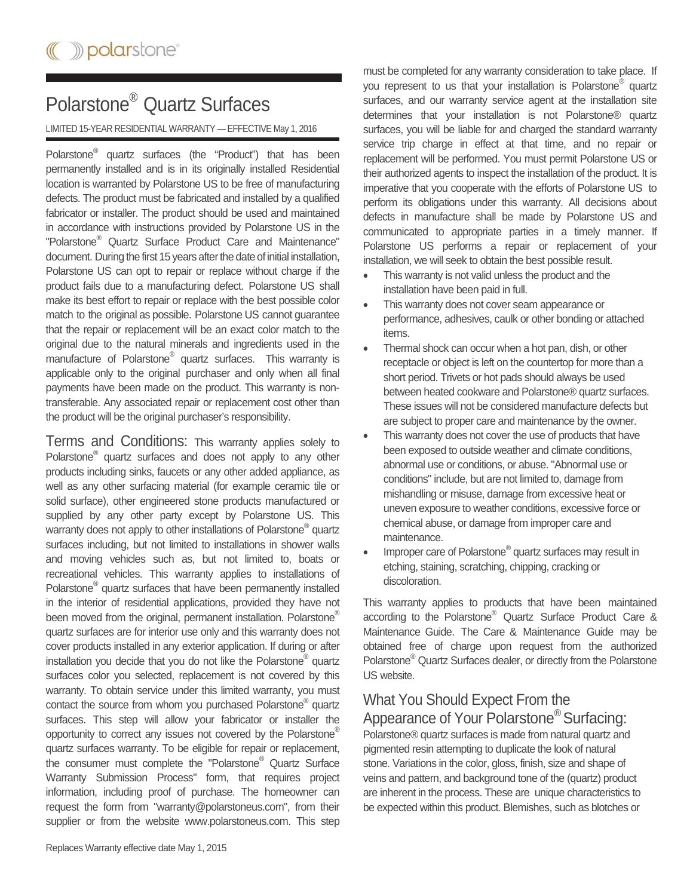polarstone®

# Polarstone® Quartz Surfaces

LIMITED 15-YEAR RESIDENTIAL WARRANTY — EFFECTIVE May 1, 2016

Polarstone® quartz surfaces (the "Product") that has been permanently installed and is in its originally installed Residential location is warranted by Polarstone US to be free of manufacturing defects. The product must be fabricated and installed by a qualified fabricator or installer. The product should be used and maintained in accordance with instructions provided by Polarstone US in the "Polarstone® Quartz Surface Product Care and Maintenance" document. During the first 15 years after the date of initial installation, Polarstone US can opt to repair or replace without charge if the product fails due to a manufacturing defect. Polarstone US shall make its best effort to repair or replace with the best possible color match to the original as possible. Polarstone US cannot guarantee that the repair or replacement will be an exact color match to the original due to the natural minerals and ingredients used in the manufacture of Polarstone® quartz surfaces. This warranty is applicable only to the original purchaser and only when all final payments have been made on the product. This warranty is non-transferable. Any associated repair or replacement cost other than the product will be the original purchaser's responsibility.

## Terms and Conditions:

This warranty applies solely to Polarstone® quartz surfaces and does not apply to any other products including sinks, faucets or any other added appliance, as well as any other surfacing material (for example ceramic tile or solid surface), other engineered stone products manufactured or supplied by any other party except by Polarstone US. This warranty does not apply to other installations of Polarstone® quartz surfaces including, but not limited to installations in shower walls and moving vehicles such as, but not limited to, boats or recreational vehicles. This warranty applies to installations of Polarstone® quartz surfaces that have been permanently installed in the interior of residential applications, provided they have not been moved from the original, permanent installation. Polarstone® quartz surfaces are for interior use only and this warranty does not cover products installed in any exterior application. If during or after installation you decide that you do not like the Polarstone® quartz surfaces color you selected, replacement is not covered by this warranty. To obtain service under this limited warranty, you must contact the source from whom you purchased Polarstone® quartz surfaces. This step will allow your fabricator or installer the opportunity to correct any issues not covered by the Polarstone® quartz surfaces warranty. To be eligible for repair or replacement, the consumer must complete the "Polarstone® Quartz Surface Warranty Submission Process" form, that requires project information, including proof of purchase. The homeowner can request the form from "warranty@polarstoneus.com", from their supplier or from the website www.polarstoneus.com. This step must be completed for any warranty consideration to take place. If you represent to us that your installation is Polarstone® quartz surfaces, and our warranty service agent at the installation site determines that your installation is not Polarstone® quartz surfaces, you will be liable for and charged the standard warranty service trip charge in effect at that time, and no repair or replacement will be performed. You must permit Polarstone US or their authorized agents to inspect the installation of the product. It is imperative that you cooperate with the efforts of Polarstone US to perform its obligations under this warranty. All decisions about defects in manufacture shall be made by Polarstone US and communicated to appropriate parties in a timely manner. If Polarstone US performs a repair or replacement of your installation, we will seek to obtain the best possible result.

- This warranty is not valid unless the product and the installation have been paid in full.
- This warranty does not cover seam appearance or performance, adhesives, caulk or other bonding or attached items.
- Thermal shock can occur when a hot pan, dish, or other receptacle or object is left on the countertop for more than a short period. Trivets or hot pads should always be used between heated cookware and Polarstone® quartz surfaces. These issues will not be considered manufacture defects but are subject to proper care and maintenance by the owner.
- This warranty does not cover the use of products that have been exposed to outside weather and climate conditions, abnormal use or conditions, or abuse. "Abnormal use or conditions" include, but are not limited to, damage from mishandling or misuse, damage from excessive heat or uneven exposure to weather conditions, excessive force or chemical abuse, or damage from improper care and maintenance.
- Improper care of Polarstone® quartz surfaces may result in etching, staining, scratching, chipping, cracking or discoloration.

This warranty applies to products that have been maintained according to the Polarstone® Quartz Surface Product Care & Maintenance Guide. The Care & Maintenance Guide may be obtained free of charge upon request from the authorized Polarstone® Quartz Surfaces dealer, or directly from the Polarstone US website.

## What You Should Expect From the Appearance of Your Polarstone® Surfacing:

Polarstone® quartz surfaces is made from natural quartz and pigmented resin attempting to duplicate the look of natural stone. Variations in the color, gloss, finish, size and shape of veins and pattern, and background tone of the (quartz) product are inherent in the process. These are unique characteristics to be expected within this product. Blemishes, such as blotches or

Replaces Warranty effective date May 1, 2015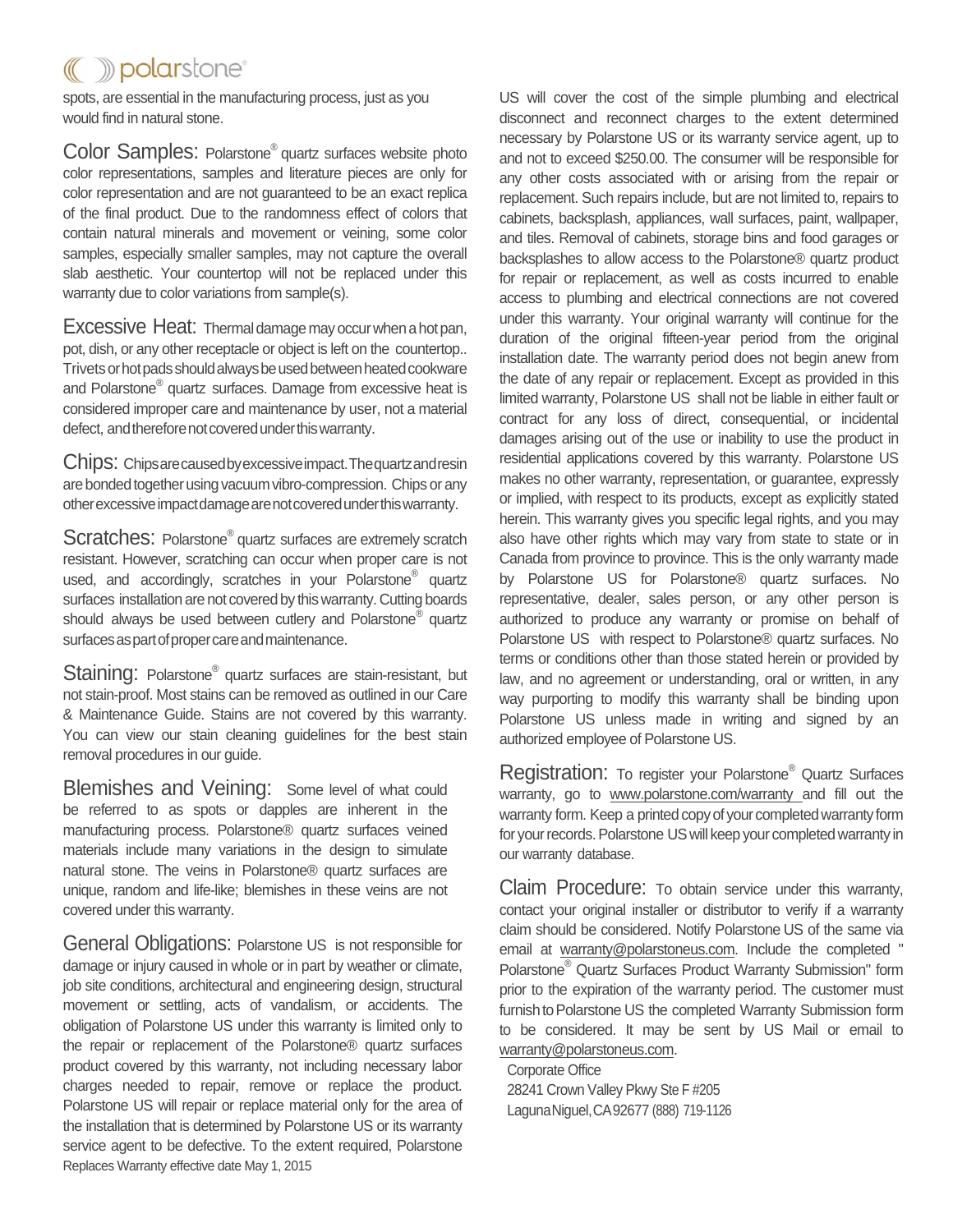spots, are essential in the manufacturing process, just as you would find in natural stone.

**Color Samples:** Polarstone® quartz surfaces website photo color representations, samples and literature pieces are only for color representation and are not guaranteed to be an exact replica of the final product. Due to the randomness effect of colors that contain natural minerals and movement or veining, some color samples, especially smaller samples, may not capture the overall slab aesthetic. Your countertop will not be replaced under this warranty due to color variations from sample(s).

**Excessive Heat:** Thermal damage may occur when a hot pan, pot, dish, or any other receptacle or object is left on the countertop.. Trivets or hot pads should always be used between heated cookware and Polarstone® quartz surfaces. Damage from excessive heat is considered improper care and maintenance by user, not a material defect, and therefore not covered under this warranty.

**Chips:** Chips are caused by excessive impact. The quartz and resin are bonded together using vacuum vibro-compression. Chips or any other excessive impact damage are not covered under this warranty.

**Scratches:** Polarstone® quartz surfaces are extremely scratch resistant. However, scratching can occur when proper care is not used, and accordingly, scratches in your Polarstone® quartz surfaces installation are not covered by this warranty. Cutting boards should always be used between cutlery and Polarstone® quartz surfaces as part of proper care and maintenance.

**Staining:** Polarstone® quartz surfaces are stain-resistant, but not stain-proof. Most stains can be removed as outlined in our Care & Maintenance Guide. Stains are not covered by this warranty. You can view our stain cleaning guidelines for the best stain removal procedures in our guide.

**Blemishes and Veining:** Some level of what could be referred to as spots or dapples are inherent in the manufacturing process. Polarstone® quartz surfaces veined materials include many variations in the design to simulate natural stone. The veins in Polarstone® quartz surfaces are unique, random and life-like; blemishes in these veins are not covered under this warranty.

**General Obligations:** Polarstone US is not responsible for damage or injury caused in whole or in part by weather or climate, job site conditions, architectural and engineering design, structural movement or settling, acts of vandalism, or accidents. The obligation of Polarstone US under this warranty is limited only to the repair or replacement of the Polarstone® quartz surfaces product covered by this warranty, not including necessary labor charges needed to repair, remove or replace the product. Polarstone US will repair or replace material only for the area of the installation that is determined by Polarstone US or its warranty service agent to be defective. To the extent required, Polarstone US will cover the cost of the simple plumbing and electrical disconnect and reconnect charges to the extent determined necessary by Polarstone US or its warranty service agent, up to and not to exceed $250.00. The consumer will be responsible for any other costs associated with or arising from the repair or replacement. Such repairs include, but are not limited to, repairs to cabinets, backsplash, appliances, wall surfaces, paint, wallpaper, and tiles. Removal of cabinets, storage bins and food garages or backsplashes to allow access to the Polarstone® quartz product for repair or replacement, as well as costs incurred to enable access to plumbing and electrical connections are not covered under this warranty. Your original warranty will continue for the duration of the original fifteen-year period from the original installation date. The warranty period does not begin anew from the date of any repair or replacement. Except as provided in this limited warranty, Polarstone US shall not be liable in either fault or contract for any loss of direct, consequential, or incidental damages arising out of the use or inability to use the product in residential applications covered by this warranty. Polarstone US makes no other warranty, representation, or guarantee, expressly or implied, with respect to its products, except as explicitly stated herein. This warranty gives you specific legal rights, and you may also have other rights which may vary from state to state or in Canada from province to province. This is the only warranty made by Polarstone US for Polarstone® quartz surfaces. No representative, dealer, sales person, or any other person is authorized to produce any warranty or promise on behalf of Polarstone US with respect to Polarstone® quartz surfaces. No terms or conditions other than those stated herein or provided by law, and no agreement or understanding, oral or written, in any way purporting to modify this warranty shall be binding upon Polarstone US unless made in writing and signed by an authorized employee of Polarstone US.

**Registration:** To register your Polarstone® Quartz Surfaces warranty, go to www.polarstone.com/warranty and fill out the warranty form. Keep a printed copy of your completed warranty form for your records. Polarstone US will keep your completed warranty in our warranty database.

**Claim Procedure:** To obtain service under this warranty, contact your original installer or distributor to verify if a warranty claim should be considered. Notify Polarstone US of the same via email at warranty@polarstoneus.com. Include the completed " Polarstone® Quartz Surfaces Product Warranty Submission" form prior to the expiration of the warranty period. The customer must furnish to Polarstone US the completed Warranty Submission form to be considered. It may be sent by US Mail or email to warranty@polarstoneus.com.

Corporate Office
28241 Crown Valley Pkwy Ste F #205
Laguna Niguel, CA 92677 (888) 719-1126

Replaces Warranty effective date May 1, 2015